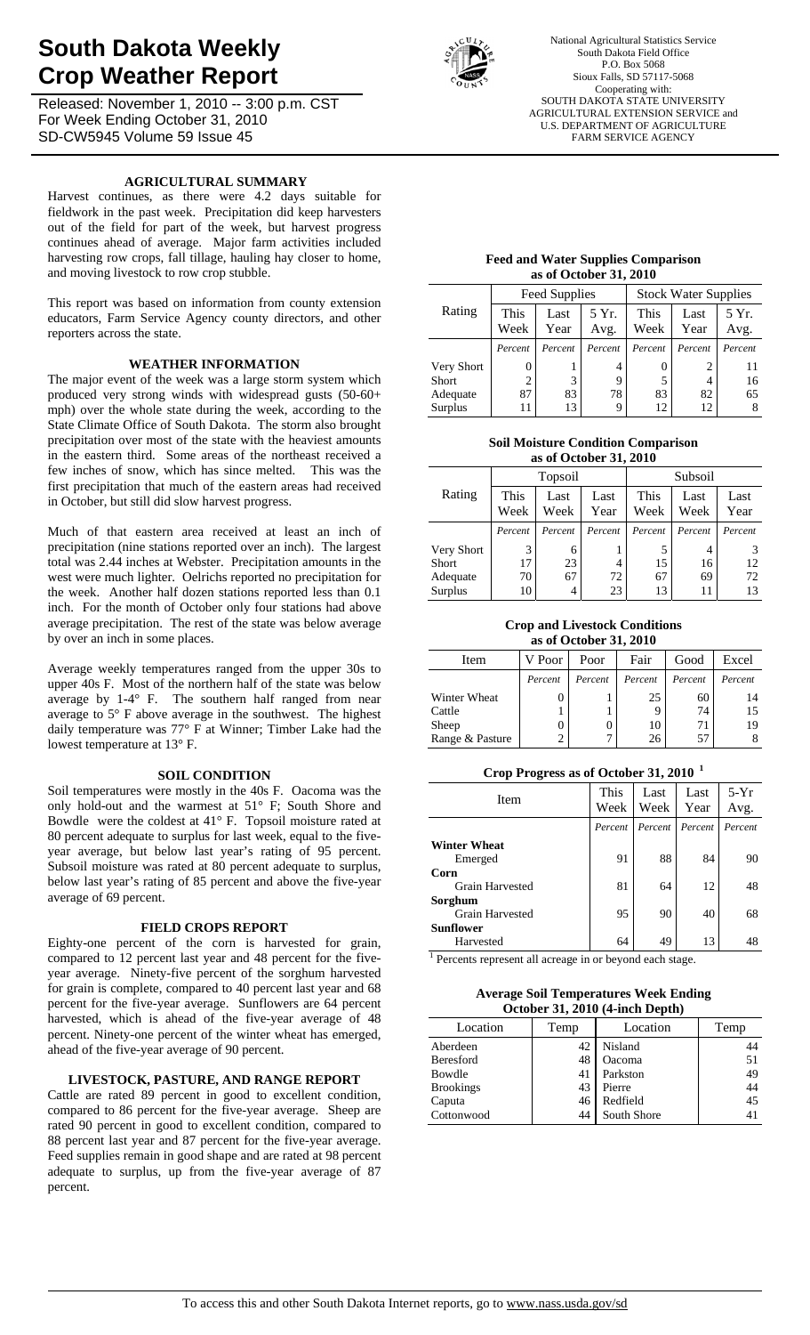# South Dakota Weekly Crop Weather Report

Released: November 1, 2010 -- 3:00 p.m. CST
For Week Ending October 31, 2010
SD-CW5945 Volume 59 Issue 45

National Agricultural Statistics Service
South Dakota Field Office
P.O. Box 5068
Sioux Falls, SD 57117-5068
Cooperating with:
SOUTH DAKOTA STATE UNIVERSITY
AGRICULTURAL EXTENSION SERVICE and
U.S. DEPARTMENT OF AGRICULTURE
FARM SERVICE AGENCY

## AGRICULTURAL SUMMARY

Harvest continues, as there were 4.2 days suitable for fieldwork in the past week. Precipitation did keep harvesters out of the field for part of the week, but harvest progress continues ahead of average. Major farm activities included harvesting row crops, fall tillage, hauling hay closer to home, and moving livestock to row crop stubble.

This report was based on information from county extension educators, Farm Service Agency county directors, and other reporters across the state.

## WEATHER INFORMATION

The major event of the week was a large storm system which produced very strong winds with widespread gusts (50-60+ mph) over the whole state during the week, according to the State Climate Office of South Dakota. The storm also brought precipitation over most of the state with the heaviest amounts in the eastern third. Some areas of the northeast received a few inches of snow, which has since melted. This was the first precipitation that much of the eastern areas had received in October, but still did slow harvest progress.

Much of that eastern area received at least an inch of precipitation (nine stations reported over an inch). The largest total was 2.44 inches at Webster. Precipitation amounts in the west were much lighter. Oelrichs reported no precipitation for the week. Another half dozen stations reported less than 0.1 inch. For the month of October only four stations had above average precipitation. The rest of the state was below average by over an inch in some places.

Average weekly temperatures ranged from the upper 30s to upper 40s F. Most of the northern half of the state was below average by 1-4° F. The southern half ranged from near average to 5° F above average in the southwest. The highest daily temperature was 77° F at Winner; Timber Lake had the lowest temperature at 13° F.

## SOIL CONDITION

Soil temperatures were mostly in the 40s F. Oacoma was the only hold-out and the warmest at 51° F; South Shore and Bowdle were the coldest at 41° F. Topsoil moisture rated at 80 percent adequate to surplus for last week, equal to the five-year average, but below last year's rating of 95 percent. Subsoil moisture was rated at 80 percent adequate to surplus, below last year's rating of 85 percent and above the five-year average of 69 percent.

## FIELD CROPS REPORT

Eighty-one percent of the corn is harvested for grain, compared to 12 percent last year and 48 percent for the five-year average. Ninety-five percent of the sorghum harvested for grain is complete, compared to 40 percent last year and 68 percent for the five-year average. Sunflowers are 64 percent harvested, which is ahead of the five-year average of 48 percent. Ninety-one percent of the winter wheat has emerged, ahead of the five-year average of 90 percent.

## LIVESTOCK, PASTURE, AND RANGE REPORT

Cattle are rated 89 percent in good to excellent condition, compared to 86 percent for the five-year average. Sheep are rated 90 percent in good to excellent condition, compared to 88 percent last year and 87 percent for the five-year average. Feed supplies remain in good shape and are rated at 98 percent adequate to surplus, up from the five-year average of 87 percent.

### Feed and Water Supplies Comparison as of October 31, 2010

| Rating | Feed Supplies | | | Stock Water Supplies | | |
|---|---|---|---|---|---|---|
| | This Week | Last Year | 5 Yr. Avg. | This Week | Last Year | 5 Yr. Avg. |
| | Percent | Percent | Percent | Percent | Percent | Percent |
| Very Short | 0 | 1 | 4 | 0 | 2 | 11 |
| Short | 2 | 3 | 9 | 5 | 4 | 16 |
| Adequate | 87 | 83 | 78 | 83 | 82 | 65 |
| Surplus | 11 | 13 | 9 | 12 | 12 | 8 |

### Soil Moisture Condition Comparison as of October 31, 2010

| Rating | Topsoil | | | Subsoil | | |
|---|---|---|---|---|---|---|
| | This Week | Last Week | Last Year | This Week | Last Week | Last Year |
| | Percent | Percent | Percent | Percent | Percent | Percent |
| Very Short | 3 | 6 | 1 | 5 | 4 | 3 |
| Short | 17 | 23 | 4 | 15 | 16 | 12 |
| Adequate | 70 | 67 | 72 | 67 | 69 | 72 |
| Surplus | 10 | 4 | 23 | 13 | 11 | 13 |

### Crop and Livestock Conditions as of October 31, 2010

| Item | V Poor | Poor | Fair | Good | Excel |
|---|---|---|---|---|---|
| | Percent | Percent | Percent | Percent | Percent |
| Winter Wheat | 0 | 1 | 25 | 60 | 14 |
| Cattle | 1 | 1 | 9 | 74 | 15 |
| Sheep | 0 | 0 | 10 | 71 | 19 |
| Range & Pasture | 2 | 7 | 26 | 57 | 8 |

### Crop Progress as of October 31, 2010 [1]

| Item | This Week | Last Week | Last Year | 5-Yr Avg. |
|---|---|---|---|---|
| | Percent | Percent | Percent | Percent |
| **Winter Wheat** | | | | |
| Emerged | 91 | 88 | 84 | 90 |
| **Corn** | | | | |
| Grain Harvested | 81 | 64 | 12 | 48 |
| **Sorghum** | | | | |
| Grain Harvested | 95 | 90 | 40 | 68 |
| **Sunflower** | | | | |
| Harvested | 64 | 49 | 13 | 48 |

[1] Percents represent all acreage in or beyond each stage.

### Average Soil Temperatures Week Ending October 31, 2010 (4-inch Depth)

| Location | Temp | Location | Temp |
|---|---|---|---|
| Aberdeen | 42 | Nisland | 44 |
| Beresford | 48 | Oacoma | 51 |
| Bowdle | 41 | Parkston | 49 |
| Brookings | 43 | Pierre | 44 |
| Caputa | 46 | Redfield | 45 |
| Cottonwood | 44 | South Shore | 41 |

To access this and other South Dakota Internet reports, go to www.nass.usda.gov/sd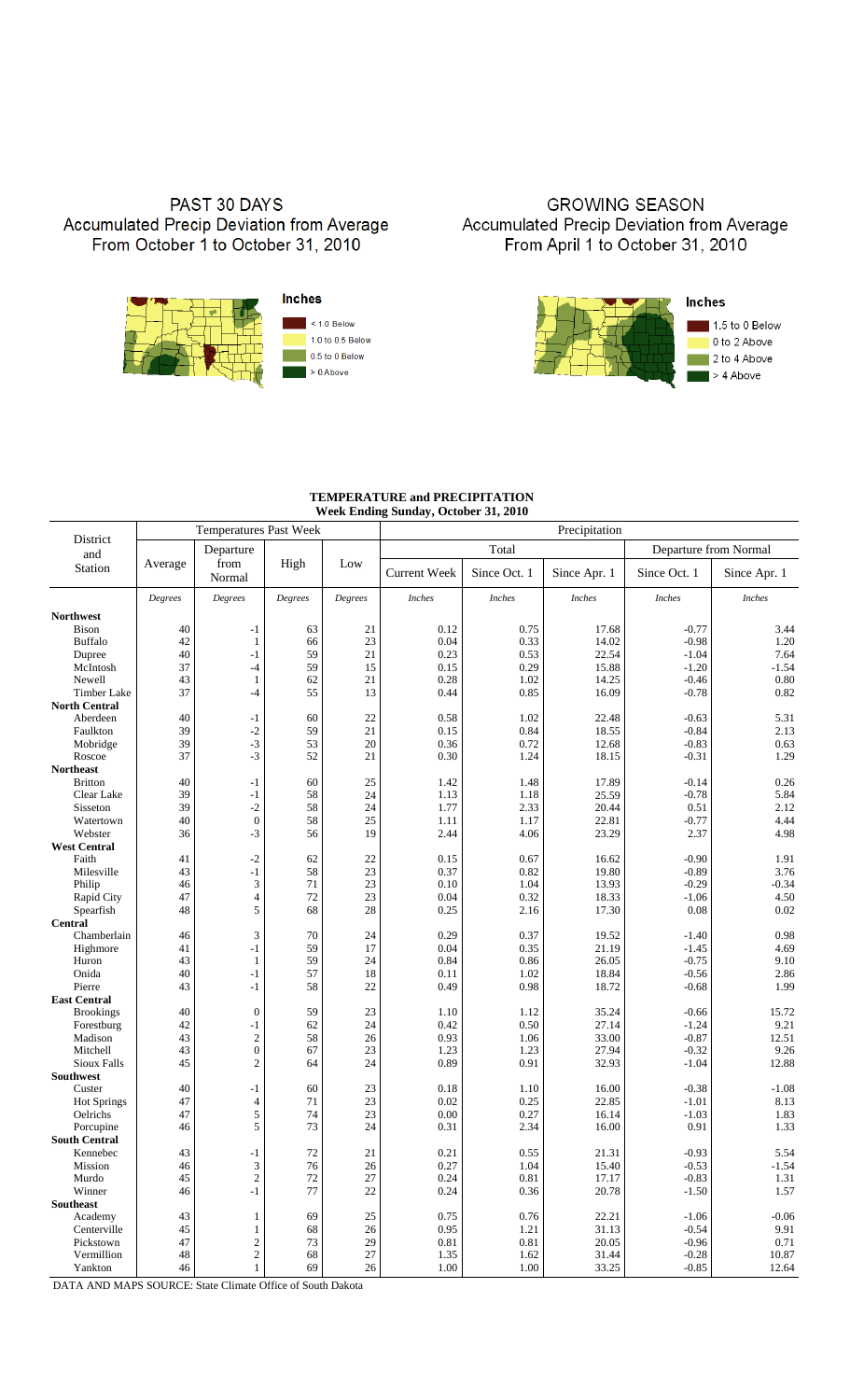PAST 30 DAYS
Accumulated Precip Deviation from Average
From October 1 to October 31, 2010

Inches
< 1.0 Below
1.0 to 0.5 Below
0.5 to 0 Below
> 0 Above

GROWING SEASON
Accumulated Precip Deviation from Average
From April 1 to October 31, 2010

Inches
1.5 to 0 Below
0 to 2 Above
2 to 4 Above
> 4 Above

**TEMPERATURE and PRECIPITATION**
**Week Ending Sunday, October 31, 2010**

| District and Station | Temperatures Past Week | | | | Precipitation | | | | |
|---|---|---|---|---|---|---|---|---|---|
| | | | | | Total | | | Departure from Normal | |
| | Average | Departure from Normal | High | Low | Current Week | Since Oct. 1 | Since Apr. 1 | Since Oct. 1 | Since Apr. 1 |
| | *Degrees* | *Degrees* | *Degrees* | *Degrees* | *Inches* | *Inches* | *Inches* | *Inches* | *Inches* |
| **Northwest** | | | | | | | | | |
| Bison | 40 | -1 | 63 | 21 | 0.12 | 0.75 | 17.68 | -0.77 | 3.44 |
| Buffalo | 42 | 1 | 66 | 23 | 0.04 | 0.33 | 14.02 | -0.98 | 1.20 |
| Dupree | 40 | -1 | 59 | 21 | 0.23 | 0.53 | 22.54 | -1.04 | 7.64 |
| McIntosh | 37 | -4 | 59 | 15 | 0.15 | 0.29 | 15.88 | -1.20 | -1.54 |
| Newell | 43 | 1 | 62 | 21 | 0.28 | 1.02 | 14.25 | -0.46 | 0.80 |
| Timber Lake | 37 | -4 | 55 | 13 | 0.44 | 0.85 | 16.09 | -0.78 | 0.82 |
| **North Central** | | | | | | | | | |
| Aberdeen | 40 | -1 | 60 | 22 | 0.58 | 1.02 | 22.48 | -0.63 | 5.31 |
| Faulkton | 39 | -2 | 59 | 21 | 0.15 | 0.84 | 18.55 | -0.84 | 2.13 |
| Mobridge | 39 | -3 | 53 | 20 | 0.36 | 0.72 | 12.68 | -0.83 | 0.63 |
| Roscoe | 37 | -3 | 52 | 21 | 0.30 | 1.24 | 18.15 | -0.31 | 1.29 |
| **Northeast** | | | | | | | | | |
| Britton | 40 | -1 | 60 | 25 | 1.42 | 1.48 | 17.89 | -0.14 | 0.26 |
| Clear Lake | 39 | -1 | 58 | 24 | 1.13 | 1.18 | 25.59 | -0.78 | 5.84 |
| Sisseton | 39 | -2 | 58 | 24 | 1.77 | 2.33 | 20.44 | 0.51 | 2.12 |
| Watertown | 40 | 0 | 58 | 25 | 1.11 | 1.17 | 22.81 | -0.77 | 4.44 |
| Webster | 36 | -3 | 56 | 19 | 2.44 | 4.06 | 23.29 | 2.37 | 4.98 |
| **West Central** | | | | | | | | | |
| Faith | 41 | -2 | 62 | 22 | 0.15 | 0.67 | 16.62 | -0.90 | 1.91 |
| Milesville | 43 | -1 | 58 | 23 | 0.37 | 0.82 | 19.80 | -0.89 | 3.76 |
| Philip | 46 | 3 | 71 | 23 | 0.10 | 1.04 | 13.93 | -0.29 | -0.34 |
| Rapid City | 47 | 4 | 72 | 23 | 0.04 | 0.32 | 18.33 | -1.06 | 4.50 |
| Spearfish | 48 | 5 | 68 | 28 | 0.25 | 2.16 | 17.30 | 0.08 | 0.02 |
| **Central** | | | | | | | | | |
| Chamberlain | 46 | 3 | 70 | 24 | 0.29 | 0.37 | 19.52 | -1.40 | 0.98 |
| Highmore | 41 | -1 | 59 | 17 | 0.04 | 0.35 | 21.19 | -1.45 | 4.69 |
| Huron | 43 | 1 | 59 | 24 | 0.84 | 0.86 | 26.05 | -0.75 | 9.10 |
| Onida | 40 | -1 | 57 | 18 | 0.11 | 1.02 | 18.84 | -0.56 | 2.86 |
| Pierre | 43 | -1 | 58 | 22 | 0.49 | 0.98 | 18.72 | -0.68 | 1.99 |
| **East Central** | | | | | | | | | |
| Brookings | 40 | 0 | 59 | 23 | 1.10 | 1.12 | 35.24 | -0.66 | 15.72 |
| Forestburg | 42 | -1 | 62 | 24 | 0.42 | 0.50 | 27.14 | -1.24 | 9.21 |
| Madison | 43 | 2 | 58 | 26 | 0.93 | 1.06 | 33.00 | -0.87 | 12.51 |
| Mitchell | 43 | 0 | 67 | 23 | 1.23 | 1.23 | 27.94 | -0.32 | 9.26 |
| Sioux Falls | 45 | 2 | 64 | 24 | 0.89 | 0.91 | 32.93 | -1.04 | 12.88 |
| **Southwest** | | | | | | | | | |
| Custer | 40 | -1 | 60 | 23 | 0.18 | 1.10 | 16.00 | -0.38 | -1.08 |
| Hot Springs | 47 | 4 | 71 | 23 | 0.02 | 0.25 | 22.85 | -1.01 | 8.13 |
| Oelrichs | 47 | 5 | 74 | 23 | 0.00 | 0.27 | 16.14 | -1.03 | 1.83 |
| Porcupine | 46 | 5 | 73 | 24 | 0.31 | 2.34 | 16.00 | 0.91 | 1.33 |
| **South Central** | | | | | | | | | |
| Kennebec | 43 | -1 | 72 | 21 | 0.21 | 0.55 | 21.31 | -0.93 | 5.54 |
| Mission | 46 | 3 | 76 | 26 | 0.27 | 1.04 | 15.40 | -0.53 | -1.54 |
| Murdo | 45 | 2 | 72 | 27 | 0.24 | 0.81 | 17.17 | -0.83 | 1.31 |
| Winner | 46 | -1 | 77 | 22 | 0.24 | 0.36 | 20.78 | -1.50 | 1.57 |
| **Southeast** | | | | | | | | | |
| Academy | 43 | 1 | 69 | 25 | 0.75 | 0.76 | 22.21 | -1.06 | -0.06 |
| Centerville | 45 | 1 | 68 | 26 | 0.95 | 1.21 | 31.13 | -0.54 | 9.91 |
| Pickstown | 47 | 2 | 73 | 29 | 0.81 | 0.81 | 20.05 | -0.96 | 0.71 |
| Vermillion | 48 | 2 | 68 | 27 | 1.35 | 1.62 | 31.44 | -0.28 | 10.87 |
| Yankton | 46 | 1 | 69 | 26 | 1.00 | 1.00 | 33.25 | -0.85 | 12.64 |

DATA AND MAPS SOURCE: State Climate Office of South Dakota